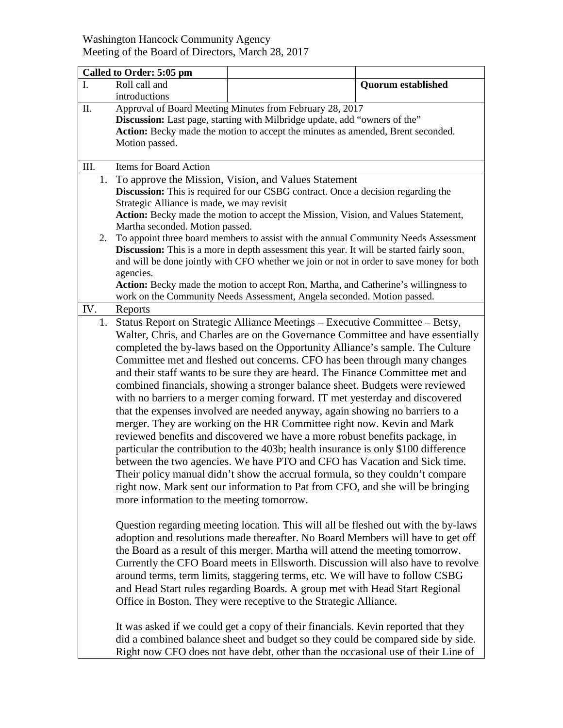Washington Hancock Community Agency
Meeting of the Board of Directors, March 28, 2017

| **Called to Order: 5:05 pm** | | |
|---|---|---|
| I. Roll call and introductions | | **Quorum established** |

**II. Approval of Board Meeting Minutes from February 28, 2017**

**Discussion:** Last page, starting with Milbridge update, add "owners of the"

**Action:** Becky made the motion to accept the minutes as amended, Brent seconded. Motion passed.

**III. Items for Board Action**

1. To approve the Mission, Vision, and Values Statement

   **Discussion:** This is required for our CSBG contract. Once a decision regarding the Strategic Alliance is made, we may revisit

   **Action:** Becky made the motion to accept the Mission, Vision, and Values Statement, Martha seconded. Motion passed.

2. To appoint three board members to assist with the annual Community Needs Assessment

   **Discussion:** This is a more in depth assessment this year. It will be started fairly soon, and will be done jointly with CFO whether we join or not in order to save money for both agencies.

   **Action:** Becky made the motion to accept Ron, Martha, and Catherine's willingness to work on the Community Needs Assessment, Angela seconded. Motion passed.

**IV. Reports**

1. Status Report on Strategic Alliance Meetings – Executive Committee – Betsy, Walter, Chris, and Charles are on the Governance Committee and have essentially completed the by-laws based on the Opportunity Alliance's sample. The Culture Committee met and fleshed out concerns. CFO has been through many changes and their staff wants to be sure they are heard. The Finance Committee met and combined financials, showing a stronger balance sheet. Budgets were reviewed with no barriers to a merger coming forward. IT met yesterday and discovered that the expenses involved are needed anyway, again showing no barriers to a merger. They are working on the HR Committee right now. Kevin and Mark reviewed benefits and discovered we have a more robust benefits package, in particular the contribution to the 403b; health insurance is only $100 difference between the two agencies. We have PTO and CFO has Vacation and Sick time. Their policy manual didn't show the accrual formula, so they couldn't compare right now. Mark sent our information to Pat from CFO, and she will be bringing more information to the meeting tomorrow.

   Question regarding meeting location. This will all be fleshed out with the by-laws adoption and resolutions made thereafter. No Board Members will have to get off the Board as a result of this merger. Martha will attend the meeting tomorrow. Currently the CFO Board meets in Ellsworth. Discussion will also have to revolve around terms, term limits, staggering terms, etc. We will have to follow CSBG and Head Start rules regarding Boards. A group met with Head Start Regional Office in Boston. They were receptive to the Strategic Alliance.

   It was asked if we could get a copy of their financials. Kevin reported that they did a combined balance sheet and budget so they could be compared side by side. Right now CFO does not have debt, other than the occasional use of their Line of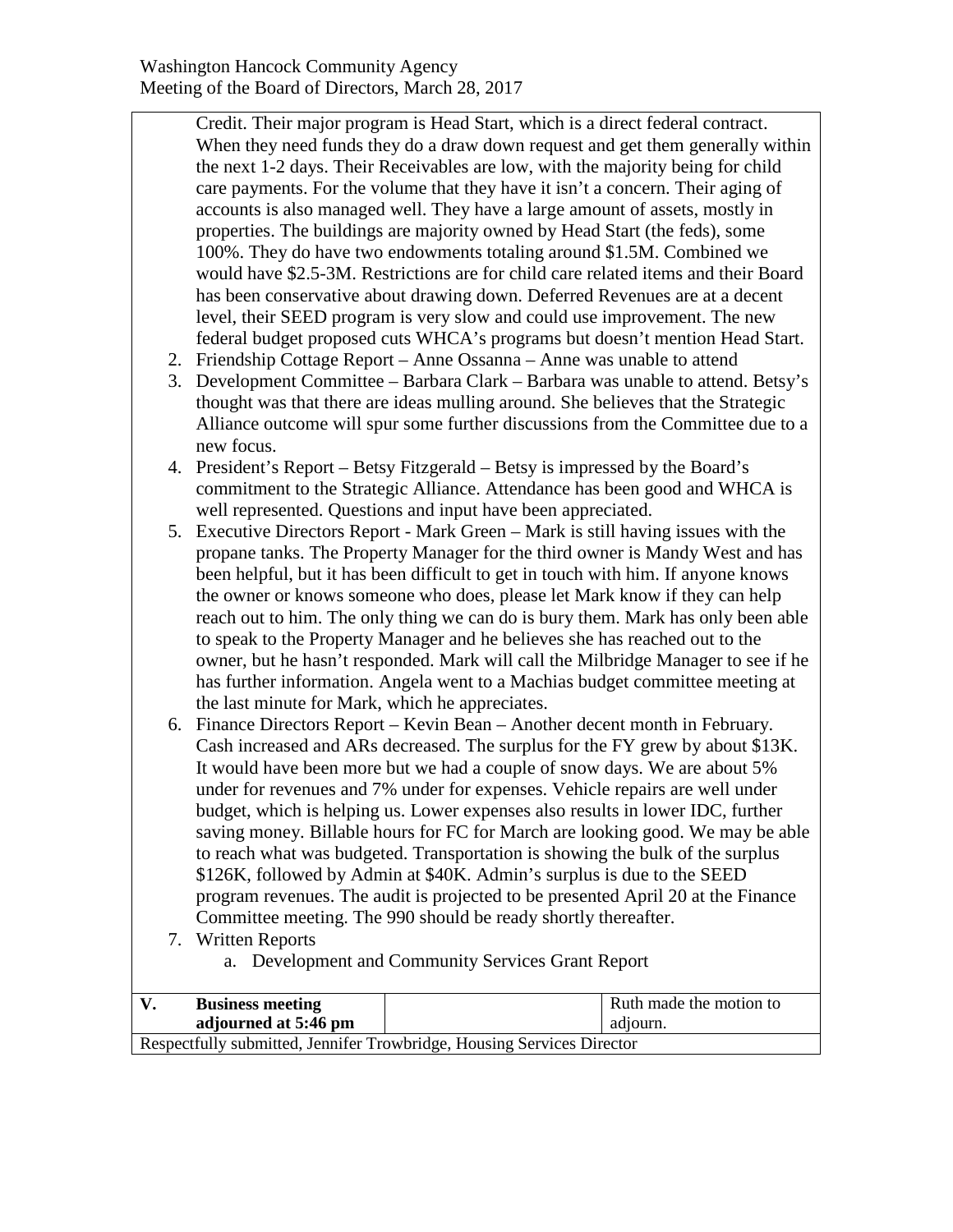Washington Hancock Community Agency
Meeting of the Board of Directors, March 28, 2017

Credit. Their major program is Head Start, which is a direct federal contract. When they need funds they do a draw down request and get them generally within the next 1-2 days. Their Receivables are low, with the majority being for child care payments. For the volume that they have it isn't a concern. Their aging of accounts is also managed well. They have a large amount of assets, mostly in properties. The buildings are majority owned by Head Start (the feds), some 100%. They do have two endowments totaling around $1.5M. Combined we would have $2.5-3M. Restrictions are for child care related items and their Board has been conservative about drawing down. Deferred Revenues are at a decent level, their SEED program is very slow and could use improvement. The new federal budget proposed cuts WHCA's programs but doesn't mention Head Start.

2. Friendship Cottage Report – Anne Ossanna – Anne was unable to attend
3. Development Committee – Barbara Clark – Barbara was unable to attend. Betsy's thought was that there are ideas mulling around. She believes that the Strategic Alliance outcome will spur some further discussions from the Committee due to a new focus.
4. President's Report – Betsy Fitzgerald – Betsy is impressed by the Board's commitment to the Strategic Alliance. Attendance has been good and WHCA is well represented. Questions and input have been appreciated.
5. Executive Directors Report - Mark Green – Mark is still having issues with the propane tanks. The Property Manager for the third owner is Mandy West and has been helpful, but it has been difficult to get in touch with him. If anyone knows the owner or knows someone who does, please let Mark know if they can help reach out to him. The only thing we can do is bury them. Mark has only been able to speak to the Property Manager and he believes she has reached out to the owner, but he hasn't responded. Mark will call the Milbridge Manager to see if he has further information. Angela went to a Machias budget committee meeting at the last minute for Mark, which he appreciates.
6. Finance Directors Report – Kevin Bean – Another decent month in February. Cash increased and ARs decreased. The surplus for the FY grew by about $13K. It would have been more but we had a couple of snow days. We are about 5% under for revenues and 7% under for expenses. Vehicle repairs are well under budget, which is helping us. Lower expenses also results in lower IDC, further saving money. Billable hours for FC for March are looking good. We may be able to reach what was budgeted. Transportation is showing the bulk of the surplus $126K, followed by Admin at $40K. Admin's surplus is due to the SEED program revenues. The audit is projected to be presented April 20 at the Finance Committee meeting. The 990 should be ready shortly thereafter.
7. Written Reports
   a. Development and Community Services Grant Report

| | | |
|---|---|---|
| **V. Business meeting adjourned at 5:46 pm** | | Ruth made the motion to adjourn. |
| Respectfully submitted, Jennifer Trowbridge, Housing Services Director | | |